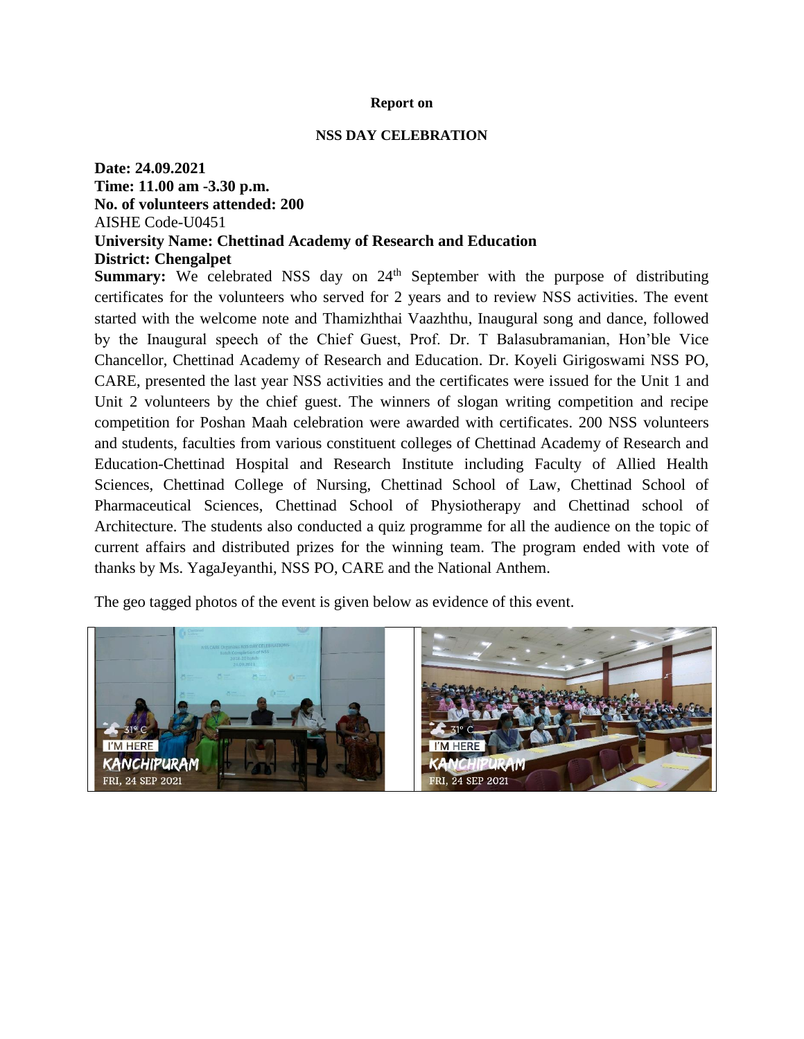**Report on**

**NSS DAY CELEBRATION**

**Date: 24.09.2021**
**Time: 11.00 am -3.30 p.m.**
**No. of volunteers attended: 200**
AISHE Code-U0451
**University Name: Chettinad Academy of Research and Education**
**District: Chengalpet**

**Summary:** We celebrated NSS day on 24th September with the purpose of distributing certificates for the volunteers who served for 2 years and to review NSS activities. The event started with the welcome note and Thamizhthai Vaazhthu, Inaugural song and dance, followed by the Inaugural speech of the Chief Guest, Prof. Dr. T Balasubramanian, Hon'ble Vice Chancellor, Chettinad Academy of Research and Education. Dr. Koyeli Girigoswami NSS PO, CARE, presented the last year NSS activities and the certificates were issued for the Unit 1 and Unit 2 volunteers by the chief guest. The winners of slogan writing competition and recipe competition for Poshan Maah celebration were awarded with certificates. 200 NSS volunteers and students, faculties from various constituent colleges of Chettinad Academy of Research and Education-Chettinad Hospital and Research Institute including Faculty of Allied Health Sciences, Chettinad College of Nursing, Chettinad School of Law, Chettinad School of Pharmaceutical Sciences, Chettinad School of Physiotherapy and Chettinad school of Architecture. The students also conducted a quiz programme for all the audience on the topic of current affairs and distributed prizes for the winning team. The program ended with vote of thanks by Ms. YagaJeyanthi, NSS PO, CARE and the National Anthem.

The geo tagged photos of the event is given below as evidence of this event.